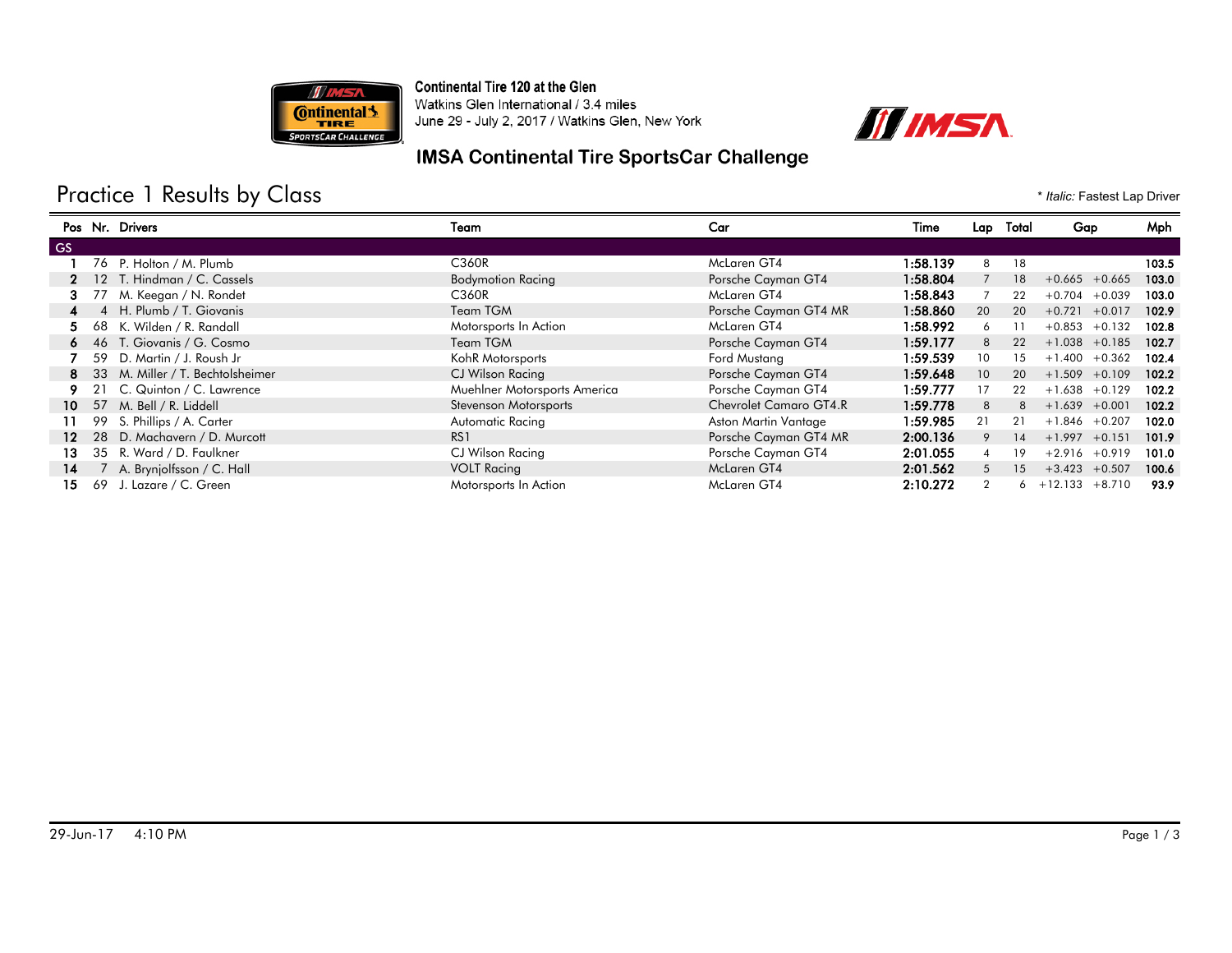# Continental Tire 120 at the Glen

Watkins Glen International / 3.4 miles
June 29 - July 2, 2017 / Watkins Glen, New York

## IMSA Continental Tire SportsCar Challenge

## Practice 1 Results by Class

\* *Italic:* Fastest Lap Driver

| Pos | Nr. | Drivers | Team | Car | Time | Lap | Total | Gap | | Mph |
|---|---|---|---|---|---|---|---|---|---|---|
| **GS** | | | | | | | | | | |
| 1 | 76 | P. Holton / M. Plumb | C360R | McLaren GT4 | **1:58.139** | 8 | 18 | | | **103.5** |
| 2 | 12 | T. Hindman / C. Cassels | Bodymotion Racing | Porsche Cayman GT4 | **1:58.804** | 7 | 18 | +0.665 | +0.665 | **103.0** |
| 3 | 77 | M. Keegan / N. Rondet | C360R | McLaren GT4 | **1:58.843** | 7 | 22 | +0.704 | +0.039 | **103.0** |
| 4 | 4 | H. Plumb / T. Giovanis | Team TGM | Porsche Cayman GT4 MR | **1:58.860** | 20 | 20 | +0.721 | +0.017 | **102.9** |
| 5 | 68 | K. Wilden / R. Randall | Motorsports In Action | McLaren GT4 | **1:58.992** | 6 | 11 | +0.853 | +0.132 | **102.8** |
| 6 | 46 | T. Giovanis / G. Cosmo | Team TGM | Porsche Cayman GT4 | **1:59.177** | 8 | 22 | +1.038 | +0.185 | **102.7** |
| 7 | 59 | D. Martin / J. Roush Jr | KohR Motorsports | Ford Mustang | **1:59.539** | 10 | 15 | +1.400 | +0.362 | **102.4** |
| 8 | 33 | M. Miller / T. Bechtolsheimer | CJ Wilson Racing | Porsche Cayman GT4 | **1:59.648** | 10 | 20 | +1.509 | +0.109 | **102.2** |
| 9 | 21 | C. Quinton / C. Lawrence | Muehlner Motorsports America | Porsche Cayman GT4 | **1:59.777** | 17 | 22 | +1.638 | +0.129 | **102.2** |
| 10 | 57 | M. Bell / R. Liddell | Stevenson Motorsports | Chevrolet Camaro GT4.R | **1:59.778** | 8 | 8 | +1.639 | +0.001 | **102.2** |
| 11 | 99 | S. Phillips / A. Carter | Automatic Racing | Aston Martin Vantage | **1:59.985** | 21 | 21 | +1.846 | +0.207 | **102.0** |
| 12 | 28 | D. Machavern / D. Murcott | RS1 | Porsche Cayman GT4 MR | **2:00.136** | 9 | 14 | +1.997 | +0.151 | **101.9** |
| 13 | 35 | R. Ward / D. Faulkner | CJ Wilson Racing | Porsche Cayman GT4 | **2:01.055** | 4 | 19 | +2.916 | +0.919 | **101.0** |
| 14 | 7 | A. Brynjolfsson / C. Hall | VOLT Racing | McLaren GT4 | **2:01.562** | 5 | 15 | +3.423 | +0.507 | **100.6** |
| 15 | 69 | J. Lazare / C. Green | Motorsports In Action | McLaren GT4 | **2:10.272** | 2 | 6 | +12.133 | +8.710 | **93.9** |

29-Jun-17 4:10 PM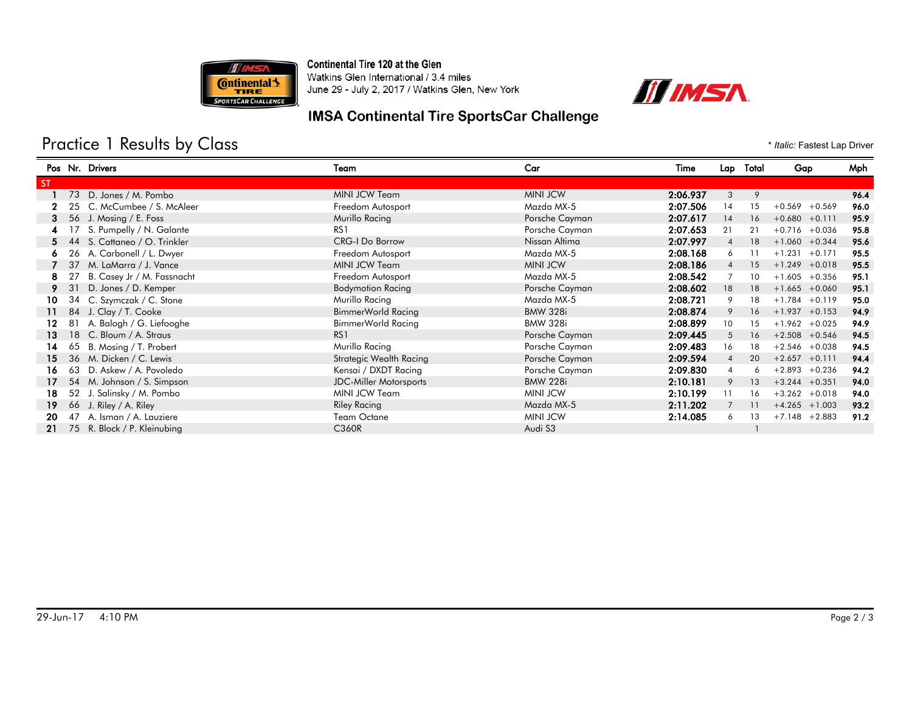Continental Tire 120 at the Glen
Watkins Glen International / 3.4 miles
June 29 - July 2, 2017 / Watkins Glen, New York

## IMSA Continental Tire SportsCar Challenge

# Practice 1 Results by Class

\* *Italic:* Fastest Lap Driver

| Pos | Nr. | Drivers | Team | Car | Time | Lap | Total | Gap | | Mph |
|---|---|---|---|---|---|---|---|---|---|---|
| **ST** | | | | | | | | | | |
| 1 | 73 | D. Jones / M. Pombo | MINI JCW Team | MINI JCW | 2:06.937 | 3 | 9 | | | 96.4 |
| 2 | 25 | C. McCumbee / S. McAleer | Freedom Autosport | Mazda MX-5 | 2:07.506 | 14 | 15 | +0.569 | +0.569 | 96.0 |
| 3 | 56 | J. Mosing / E. Foss | Murillo Racing | Porsche Cayman | 2:07.617 | 14 | 16 | +0.680 | +0.111 | 95.9 |
| 4 | 17 | S. Pumpelly / N. Galante | RS1 | Porsche Cayman | 2:07.653 | 21 | 21 | +0.716 | +0.036 | 95.8 |
| 5 | 44 | S. Cattaneo / O. Trinkler | CRG-I Do Borrow | Nissan Altima | 2:07.997 | 4 | 18 | +1.060 | +0.344 | 95.6 |
| 6 | 26 | A. Carbonell / L. Dwyer | Freedom Autosport | Mazda MX-5 | 2:08.168 | 6 | 11 | +1.231 | +0.171 | 95.5 |
| 7 | 37 | M. LaMarra / J. Vance | MINI JCW Team | MINI JCW | 2:08.186 | 4 | 15 | +1.249 | +0.018 | 95.5 |
| 8 | 27 | B. Casey Jr / M. Fassnacht | Freedom Autosport | Mazda MX-5 | 2:08.542 | 7 | 10 | +1.605 | +0.356 | 95.1 |
| 9 | 31 | D. Jones / D. Kemper | Bodymotion Racing | Porsche Cayman | 2:08.602 | 18 | 18 | +1.665 | +0.060 | 95.1 |
| 10 | 34 | C. Szymczak / C. Stone | Murillo Racing | Mazda MX-5 | 2:08.721 | 9 | 18 | +1.784 | +0.119 | 95.0 |
| 11 | 84 | J. Clay / T. Cooke | BimmerWorld Racing | BMW 328i | 2:08.874 | 9 | 16 | +1.937 | +0.153 | 94.9 |
| 12 | 81 | A. Balogh / G. Liefooghe | BimmerWorld Racing | BMW 328i | 2:08.899 | 10 | 15 | +1.962 | +0.025 | 94.9 |
| 13 | 18 | C. Bloum / A. Straus | RS1 | Porsche Cayman | 2:09.445 | 5 | 16 | +2.508 | +0.546 | 94.5 |
| 14 | 65 | B. Mosing / T. Probert | Murillo Racing | Porsche Cayman | 2:09.483 | 16 | 18 | +2.546 | +0.038 | 94.5 |
| 15 | 36 | M. Dicken / C. Lewis | Strategic Wealth Racing | Porsche Cayman | 2:09.594 | 4 | 20 | +2.657 | +0.111 | 94.4 |
| 16 | 63 | D. Askew / A. Povoledo | Kensai / DXDT Racing | Porsche Cayman | 2:09.830 | 4 | 6 | +2.893 | +0.236 | 94.2 |
| 17 | 54 | M. Johnson / S. Simpson | JDC-Miller Motorsports | BMW 228i | 2:10.181 | 9 | 13 | +3.244 | +0.351 | 94.0 |
| 18 | 52 | J. Salinsky / M. Pombo | MINI JCW Team | MINI JCW | 2:10.199 | 11 | 16 | +3.262 | +0.018 | 94.0 |
| 19 | 66 | J. Riley / A. Riley | Riley Racing | Mazda MX-5 | 2:11.202 | 7 | 11 | +4.265 | +1.003 | 93.2 |
| 20 | 47 | A. Isman / A. Lauziere | Team Octane | MINI JCW | 2:14.085 | 6 | 13 | +7.148 | +2.883 | 91.2 |
| 21 | 75 | R. Block / P. Kleinubing | C360R | Audi S3 | | | 1 | | | |

29-Jun-17 4:10 PM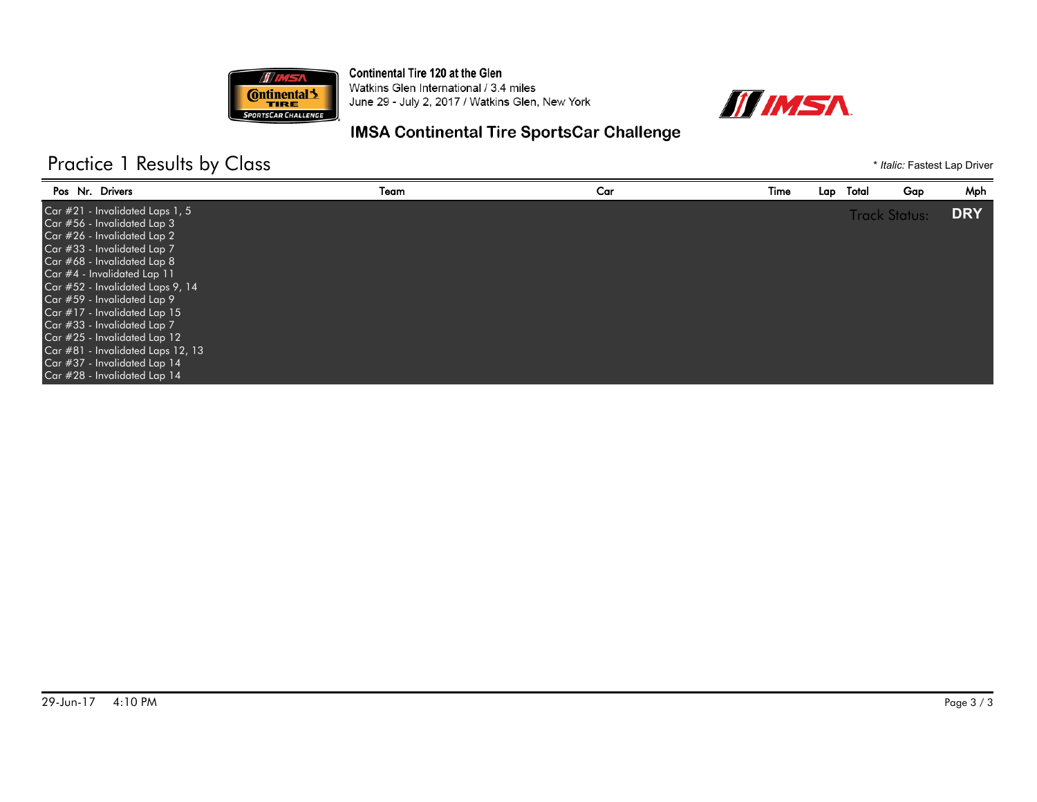Continental Tire 120 at the Glen
Watkins Glen International / 3.4 miles
June 29 - July 2, 2017 / Watkins Glen, New York

IMSA Continental Tire SportsCar Challenge

# Practice 1 Results by Class

* *Italic:* Fastest Lap Driver

| Pos | Nr. | Drivers | Team | Car | Time | Lap | Total | Gap | Mph |
|---|---|---|---|---|---|---|---|---|---|

Track Status: **DRY**

Car #21 - Invalidated Laps 1, 5
Car #56 - Invalidated Lap 3
Car #26 - Invalidated Lap 2
Car #33 - Invalidated Lap 7
Car #68 - Invalidated Lap 8
Car #4 - Invalidated Lap 11
Car #52 - Invalidated Laps 9, 14
Car #59 - Invalidated Lap 9
Car #17 - Invalidated Lap 15
Car #33 - Invalidated Lap 7
Car #25 - Invalidated Lap 12
Car #81 - Invalidated Laps 12, 13
Car #37 - Invalidated Lap 14
Car #28 - Invalidated Lap 14

29-Jun-17 4:10 PM